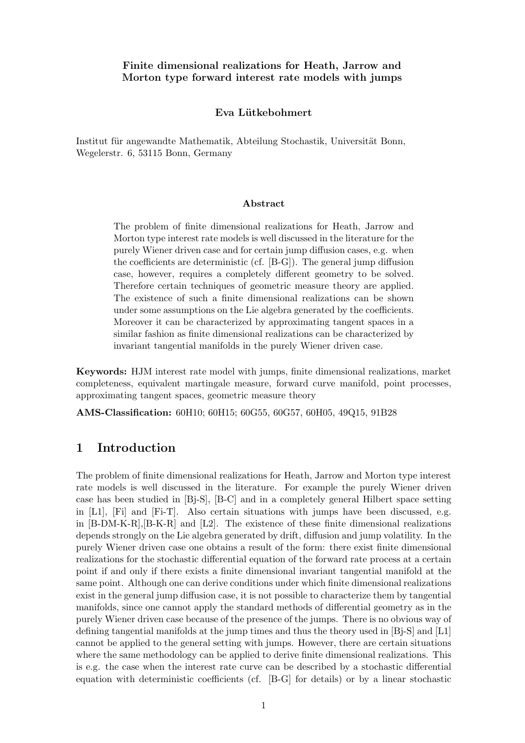# Finite dimensional realizations for Heath, Jarrow and Morton type forward interest rate models with jumps

**Eva Lütkebohmert**

Institut für angewandte Mathematik, Abteilung Stochastik, Universität Bonn, Wegelerstr. 6, 53115 Bonn, Germany

### Abstract

The problem of finite dimensional realizations for Heath, Jarrow and Morton type interest rate models is well discussed in the literature for the purely Wiener driven case and for certain jump diffusion cases, e.g. when the coefficients are deterministic (cf. [B-G]). The general jump diffusion case, however, requires a completely different geometry to be solved. Therefore certain techniques of geometric measure theory are applied. The existence of such a finite dimensional realizations can be shown under some assumptions on the Lie algebra generated by the coefficients. Moreover it can be characterized by approximating tangent spaces in a similar fashion as finite dimensional realizations can be characterized by invariant tangential manifolds in the purely Wiener driven case.

**Keywords:** HJM interest rate model with jumps, finite dimensional realizations, market completeness, equivalent martingale measure, forward curve manifold, point processes, approximating tangent spaces, geometric measure theory

**AMS-Classification:** 60H10; 60H15; 60G55, 60G57, 60H05, 49Q15, 91B28

## 1 Introduction

The problem of finite dimensional realizations for Heath, Jarrow and Morton type interest rate models is well discussed in the literature. For example the purely Wiener driven case has been studied in [Bj-S], [B-C] and in a completely general Hilbert space setting in [L1], [Fi] and [Fi-T]. Also certain situations with jumps have been discussed, e.g. in [B-DM-K-R],[B-K-R] and [L2]. The existence of these finite dimensional realizations depends strongly on the Lie algebra generated by drift, diffusion and jump volatility. In the purely Wiener driven case one obtains a result of the form: there exist finite dimensional realizations for the stochastic differential equation of the forward rate process at a certain point if and only if there exists a finite dimensional invariant tangential manifold at the same point. Although one can derive conditions under which finite dimensional realizations exist in the general jump diffusion case, it is not possible to characterize them by tangential manifolds, since one cannot apply the standard methods of differential geometry as in the purely Wiener driven case because of the presence of the jumps. There is no obvious way of defining tangential manifolds at the jump times and thus the theory used in [Bj-S] and [L1] cannot be applied to the general setting with jumps. However, there are certain situations where the same methodology can be applied to derive finite dimensional realizations. This is e.g. the case when the interest rate curve can be described by a stochastic differential equation with deterministic coefficients (cf. [B-G] for details) or by a linear stochastic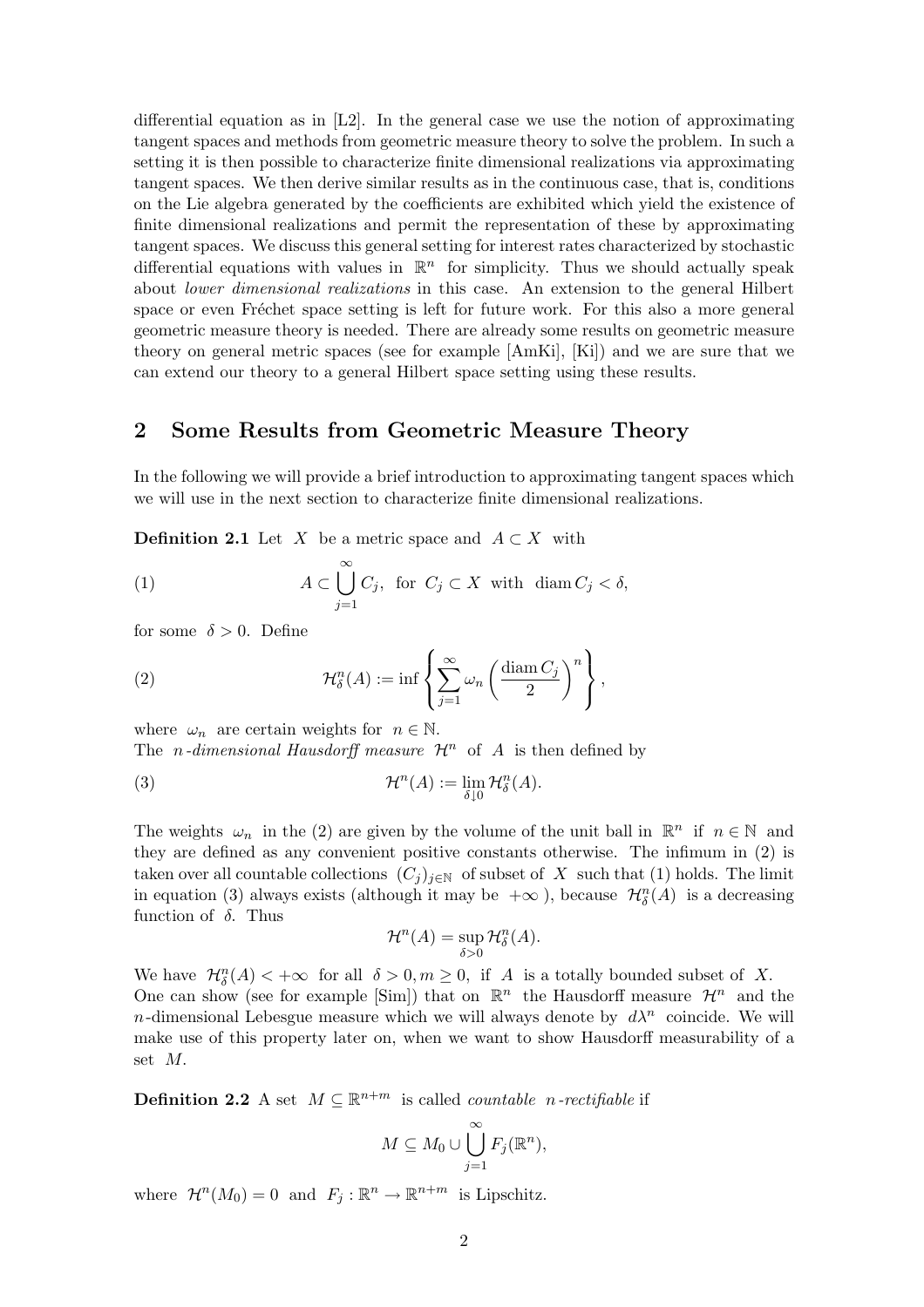differential equation as in [L2]. In the general case we use the notion of approximating tangent spaces and methods from geometric measure theory to solve the problem. In such a setting it is then possible to characterize finite dimensional realizations via approximating tangent spaces. We then derive similar results as in the continuous case, that is, conditions on the Lie algebra generated by the coefficients are exhibited which yield the existence of finite dimensional realizations and permit the representation of these by approximating tangent spaces. We discuss this general setting for interest rates characterized by stochastic differential equations with values in $\mathbb{R}^n$ for simplicity. Thus we should actually speak about *lower dimensional realizations* in this case. An extension to the general Hilbert space or even Fréchet space setting is left for future work. For this also a more general geometric measure theory is needed. There are already some results on geometric measure theory on general metric spaces (see for example [AmKi], [Ki]) and we are sure that we can extend our theory to a general Hilbert space setting using these results.

## 2 Some Results from Geometric Measure Theory

In the following we will provide a brief introduction to approximating tangent spaces which we will use in the next section to characterize finite dimensional realizations.

**Definition 2.1** Let $X$ be a metric space and $A \subset X$ with

$$A \subset \bigcup_{j=1}^{\infty} C_j, \text{ for } C_j \subset X \text{ with } \operatorname{diam} C_j < \delta, \tag{1}$$

for some $\delta > 0$. Define

$$\mathcal{H}^n_\delta(A) := \inf \left\{ \sum_{j=1}^{\infty} \omega_n \left( \frac{\operatorname{diam} C_j}{2} \right)^n \right\}, \tag{2}$$

where $\omega_n$ are certain weights for $n \in \mathbb{N}$.
The *n-dimensional Hausdorff measure* $\mathcal{H}^n$ of $A$ is then defined by

$$\mathcal{H}^n(A) := \lim_{\delta \downarrow 0} \mathcal{H}^n_\delta(A). \tag{3}$$

The weights $\omega_n$ in the (2) are given by the volume of the unit ball in $\mathbb{R}^n$ if $n \in \mathbb{N}$ and they are defined as any convenient positive constants otherwise. The infimum in (2) is taken over all countable collections $(C_j)_{j \in \mathbb{N}}$ of subset of $X$ such that (1) holds. The limit in equation (3) always exists (although it may be $+\infty$), because $\mathcal{H}^n_\delta(A)$ is a decreasing function of $\delta$. Thus

$$\mathcal{H}^n(A) = \sup_{\delta > 0} \mathcal{H}^n_\delta(A).$$

We have $\mathcal{H}^n_\delta(A) < +\infty$ for all $\delta > 0, m \geq 0$, if $A$ is a totally bounded subset of $X$.
One can show (see for example [Sim]) that on $\mathbb{R}^n$ the Hausdorff measure $\mathcal{H}^n$ and the $n$-dimensional Lebesgue measure which we will always denote by $d\lambda^n$ coincide. We will make use of this property later on, when we want to show Hausdorff measurability of a set $M$.

**Definition 2.2** A set $M \subseteq \mathbb{R}^{n+m}$ is called *countable n-rectifiable* if

$$M \subseteq M_0 \cup \bigcup_{j=1}^{\infty} F_j(\mathbb{R}^n),$$

where $\mathcal{H}^n(M_0) = 0$ and $F_j : \mathbb{R}^n \to \mathbb{R}^{n+m}$ is Lipschitz.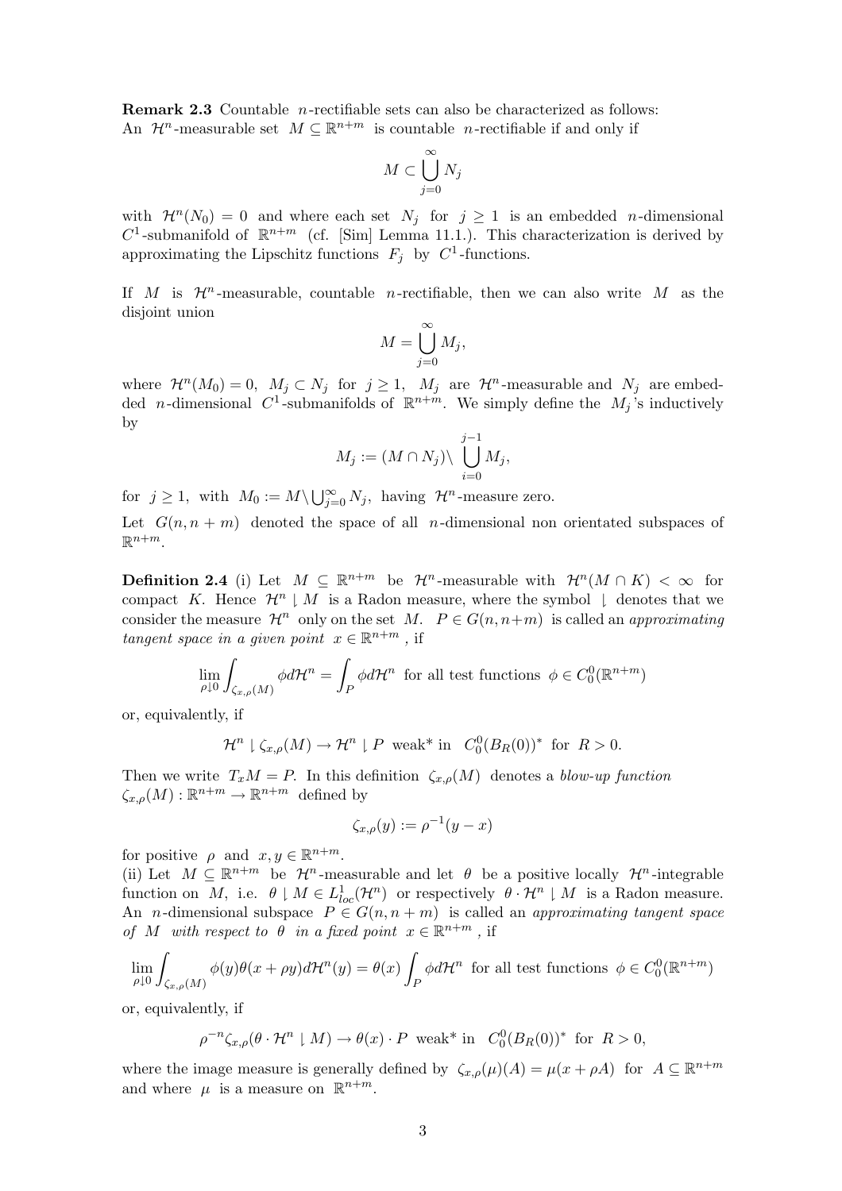**Remark 2.3** Countable $n$-rectifiable sets can also be characterized as follows: An $\mathcal{H}^n$-measurable set $M \subseteq \mathbb{R}^{n+m}$ is countable $n$-rectifiable if and only if

$$M \subset \bigcup_{j=0}^{\infty} N_j$$

with $\mathcal{H}^n(N_0) = 0$ and where each set $N_j$ for $j \geq 1$ is an embedded $n$-dimensional $C^1$-submanifold of $\mathbb{R}^{n+m}$ (cf. [Sim] Lemma 11.1.). This characterization is derived by approximating the Lipschitz functions $F_j$ by $C^1$-functions.

If $M$ is $\mathcal{H}^n$-measurable, countable $n$-rectifiable, then we can also write $M$ as the disjoint union

$$M = \bigcup_{j=0}^{\infty} M_j,$$

where $\mathcal{H}^n(M_0) = 0$, $M_j \subset N_j$ for $j \geq 1$, $M_j$ are $\mathcal{H}^n$-measurable and $N_j$ are embedded $n$-dimensional $C^1$-submanifolds of $\mathbb{R}^{n+m}$. We simply define the $M_j$'s inductively by

$$M_j := (M \cap N_j) \setminus \bigcup_{i=0}^{j-1} M_i,$$

for $j \geq 1$, with $M_0 := M \setminus \bigcup_{j=0}^{\infty} N_j$, having $\mathcal{H}^n$-measure zero.

Let $G(n, n+m)$ denoted the space of all $n$-dimensional non orientated subspaces of $\mathbb{R}^{n+m}$.

**Definition 2.4** (i) Let $M \subseteq \mathbb{R}^{n+m}$ be $\mathcal{H}^n$-measurable with $\mathcal{H}^n(M \cap K) < \infty$ for compact $K$. Hence $\mathcal{H}^n \lfloor M$ is a Radon measure, where the symbol $\lfloor$ denotes that we consider the measure $\mathcal{H}^n$ only on the set $M$. $P \in G(n, n+m)$ is called an *approximating tangent space in a given point* $x \in \mathbb{R}^{n+m}$, if

$$\lim_{\rho \downarrow 0} \int_{\zeta_{x,\rho}(M)} \phi d\mathcal{H}^n = \int_P \phi d\mathcal{H}^n \text{ for all test functions } \phi \in C_0^0(\mathbb{R}^{n+m})$$

or, equivalently, if

$$\mathcal{H}^n \lfloor \zeta_{x,\rho}(M) \to \mathcal{H}^n \lfloor P \text{ weak* in } C_0^0(B_R(0))^* \text{ for } R > 0.$$

Then we write $T_x M = P$. In this definition $\zeta_{x,\rho}(M)$ denotes a *blow-up function* $\zeta_{x,\rho}(M) : \mathbb{R}^{n+m} \to \mathbb{R}^{n+m}$ defined by

$$\zeta_{x,\rho}(y) := \rho^{-1}(y - x)$$

for positive $\rho$ and $x, y \in \mathbb{R}^{n+m}$.

(ii) Let $M \subseteq \mathbb{R}^{n+m}$ be $\mathcal{H}^n$-measurable and let $\theta$ be a positive locally $\mathcal{H}^n$-integrable function on $M$, i.e. $\theta \lfloor M \in L^1_{loc}(\mathcal{H}^n)$ or respectively $\theta \cdot \mathcal{H}^n \lfloor M$ is a Radon measure. An $n$-dimensional subspace $P \in G(n, n+m)$ is called an *approximating tangent space of* $M$ *with respect to* $\theta$ *in a fixed point* $x \in \mathbb{R}^{n+m}$, if

$$\lim_{\rho \downarrow 0} \int_{\zeta_{x,\rho}(M)} \phi(y)\theta(x + \rho y) d\mathcal{H}^n(y) = \theta(x) \int_P \phi d\mathcal{H}^n \text{ for all test functions } \phi \in C_0^0(\mathbb{R}^{n+m})$$

or, equivalently, if

$$\rho^{-n} \zeta_{x,\rho}(\theta \cdot \mathcal{H}^n \lfloor M) \to \theta(x) \cdot P \text{ weak* in } C_0^0(B_R(0))^* \text{ for } R > 0,$$

where the image measure is generally defined by $\zeta_{x,\rho}(\mu)(A) = \mu(x + \rho A)$ for $A \subseteq \mathbb{R}^{n+m}$ and where $\mu$ is a measure on $\mathbb{R}^{n+m}$.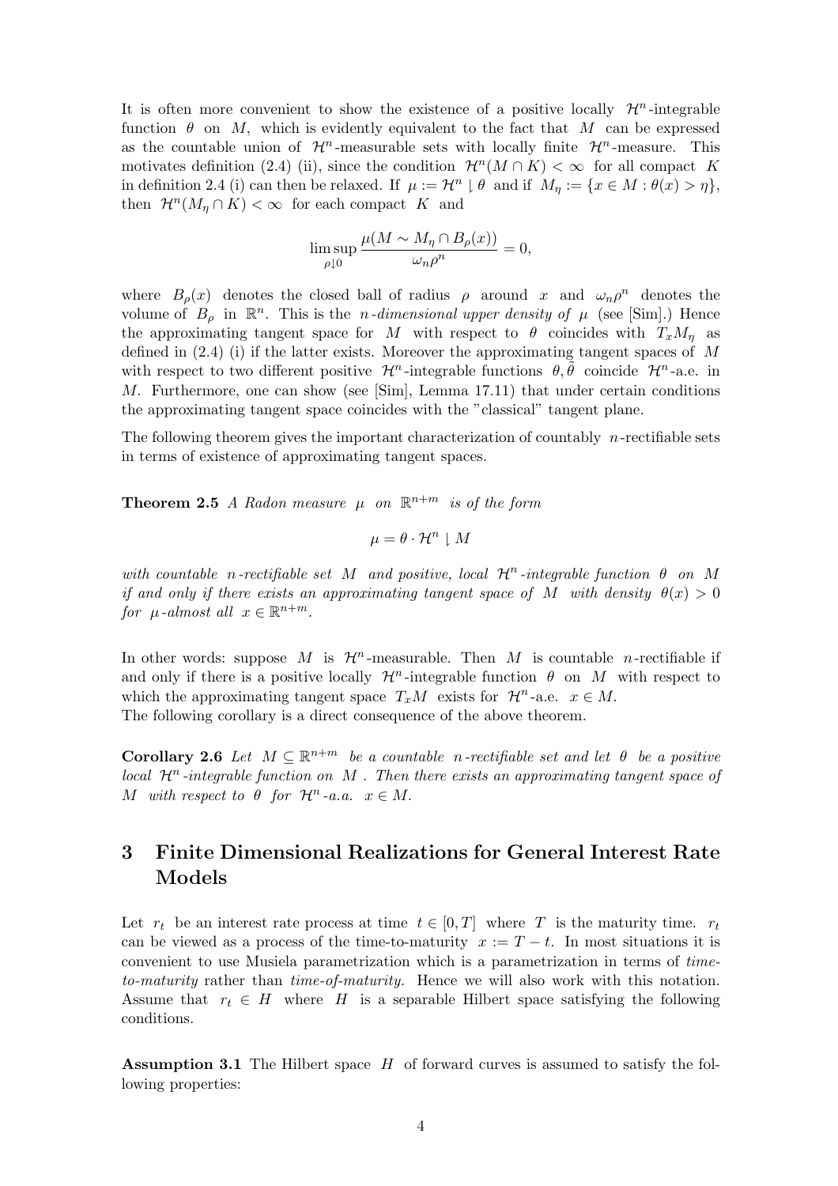It is often more convenient to show the existence of a positive locally $\mathcal{H}^n$-integrable function $\theta$ on $M$, which is evidently equivalent to the fact that $M$ can be expressed as the countable union of $\mathcal{H}^n$-measurable sets with locally finite $\mathcal{H}^n$-measure. This motivates definition (2.4) (ii), since the condition $\mathcal{H}^n(M \cap K) < \infty$ for all compact $K$ in definition 2.4 (i) can then be relaxed. If $\mu := \mathcal{H}^n \lfloor \theta$ and if $M_\eta := \{x \in M : \theta(x) > \eta\}$, then $\mathcal{H}^n(M_\eta \cap K) < \infty$ for each compact $K$ and

$$\limsup_{\rho \downarrow 0} \frac{\mu(M \sim M_\eta \cap B_\rho(x))}{\omega_n \rho^n} = 0,$$

where $B_\rho(x)$ denotes the closed ball of radius $\rho$ around $x$ and $\omega_n \rho^n$ denotes the volume of $B_\rho$ in $\mathbb{R}^n$. This is the *$n$-dimensional upper density of $\mu$* (see [Sim].) Hence the approximating tangent space for $M$ with respect to $\theta$ coincides with $T_x M_\eta$ as defined in (2.4) (i) if the latter exists. Moreover the approximating tangent spaces of $M$ with respect to two different positive $\mathcal{H}^n$-integrable functions $\theta, \tilde{\theta}$ coincide $\mathcal{H}^n$-a.e. in $M$. Furthermore, one can show (see [Sim], Lemma 17.11) that under certain conditions the approximating tangent space coincides with the "classical" tangent plane.

The following theorem gives the important characterization of countably $n$-rectifiable sets in terms of existence of approximating tangent spaces.

**Theorem 2.5** *A Radon measure $\mu$ on $\mathbb{R}^{n+m}$ is of the form*

$$\mu = \theta \cdot \mathcal{H}^n \lfloor M$$

*with countable $n$-rectifiable set $M$ and positive, local $\mathcal{H}^n$-integrable function $\theta$ on $M$ if and only if there exists an approximating tangent space of $M$ with density $\theta(x) > 0$ for $\mu$-almost all $x \in \mathbb{R}^{n+m}$.*

In other words: suppose $M$ is $\mathcal{H}^n$-measurable. Then $M$ is countable $n$-rectifiable if and only if there is a positive locally $\mathcal{H}^n$-integrable function $\theta$ on $M$ with respect to which the approximating tangent space $T_x M$ exists for $\mathcal{H}^n$-a.e. $x \in M$.
The following corollary is a direct consequence of the above theorem.

**Corollary 2.6** *Let $M \subseteq \mathbb{R}^{n+m}$ be a countable $n$-rectifiable set and let $\theta$ be a positive local $\mathcal{H}^n$-integrable function on $M$. Then there exists an approximating tangent space of $M$ with respect to $\theta$ for $\mathcal{H}^n$-a.a. $x \in M$.*

## 3 Finite Dimensional Realizations for General Interest Rate Models

Let $r_t$ be an interest rate process at time $t \in [0, T]$ where $T$ is the maturity time. $r_t$ can be viewed as a process of the time-to-maturity $x := T - t$. In most situations it is convenient to use Musiela parametrization which is a parametrization in terms of *time-to-maturity* rather than *time-of-maturity.* Hence we will also work with this notation. Assume that $r_t \in H$ where $H$ is a separable Hilbert space satisfying the following conditions.

**Assumption 3.1** The Hilbert space $H$ of forward curves is assumed to satisfy the following properties: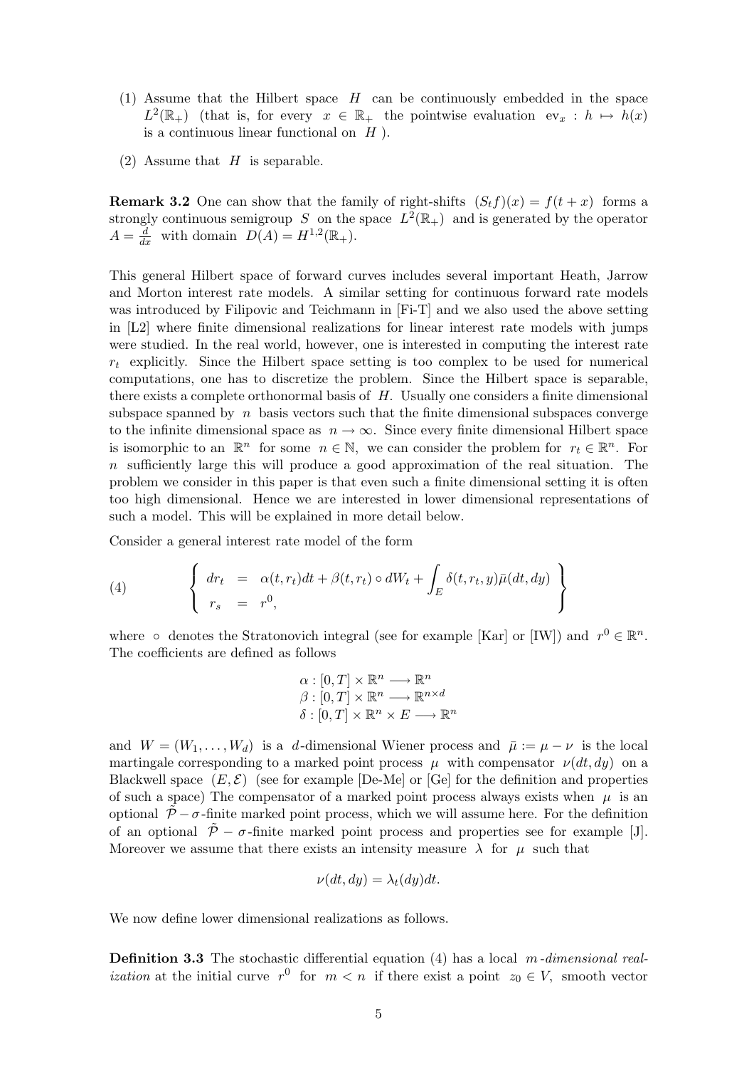(1) Assume that the Hilbert space $H$ can be continuously embedded in the space $L^2(\mathbb{R}_+)$ (that is, for every $x \in \mathbb{R}_+$ the pointwise evaluation $\text{ev}_x : h \mapsto h(x)$ is a continuous linear functional on $H$ ).

(2) Assume that $H$ is separable.

**Remark 3.2** One can show that the family of right-shifts $(S_t f)(x) = f(t+x)$ forms a strongly continuous semigroup $S$ on the space $L^2(\mathbb{R}_+)$ and is generated by the operator $A = \frac{d}{dx}$ with domain $D(A) = H^{1,2}(\mathbb{R}_+)$.

This general Hilbert space of forward curves includes several important Heath, Jarrow and Morton interest rate models. A similar setting for continuous forward rate models was introduced by Filipovic and Teichmann in [Fi-T] and we also used the above setting in [L2] where finite dimensional realizations for linear interest rate models with jumps were studied. In the real world, however, one is interested in computing the interest rate $r_t$ explicitly. Since the Hilbert space setting is too complex to be used for numerical computations, one has to discretize the problem. Since the Hilbert space is separable, there exists a complete orthonormal basis of $H$. Usually one considers a finite dimensional subspace spanned by $n$ basis vectors such that the finite dimensional subspaces converge to the infinite dimensional space as $n \to \infty$. Since every finite dimensional Hilbert space is isomorphic to an $\mathbb{R}^n$ for some $n \in \mathbb{N}$, we can consider the problem for $r_t \in \mathbb{R}^n$. For $n$ sufficiently large this will produce a good approximation of the real situation. The problem we consider in this paper is that even such a finite dimensional setting it is often too high dimensional. Hence we are interested in lower dimensional representations of such a model. This will be explained in more detail below.

Consider a general interest rate model of the form

$$
(4) \qquad \left\{ \begin{array}{rcl} dr_t & = & \alpha(t, r_t)dt + \beta(t, r_t) \circ dW_t + \int_E \delta(t, r_t, y)\bar{\mu}(dt, dy) \\ r_s & = & r^0, \end{array} \right\}
$$

where $\circ$ denotes the Stratonovich integral (see for example [Kar] or [IW]) and $r^0 \in \mathbb{R}^n$. The coefficients are defined as follows

$$
\begin{array}{l} \alpha : [0,T] \times \mathbb{R}^n \longrightarrow \mathbb{R}^n \\ \beta : [0,T] \times \mathbb{R}^n \longrightarrow \mathbb{R}^{n \times d} \\ \delta : [0,T] \times \mathbb{R}^n \times E \longrightarrow \mathbb{R}^n \end{array}
$$

and $W = (W_1, \ldots, W_d)$ is a $d$-dimensional Wiener process and $\bar{\mu} := \mu - \nu$ is the local martingale corresponding to a marked point process $\mu$ with compensator $\nu(dt, dy)$ on a Blackwell space $(E, \mathcal{E})$ (see for example [De-Me] or [Ge] for the definition and properties of such a space) The compensator of a marked point process always exists when $\mu$ is an optional $\tilde{\mathcal{P}} - \sigma$-finite marked point process, which we will assume here. For the definition of an optional $\tilde{\mathcal{P}} - \sigma$-finite marked point process and properties see for example [J]. Moreover we assume that there exists an intensity measure $\lambda$ for $\mu$ such that

$$
\nu(dt, dy) = \lambda_t(dy)dt.
$$

We now define lower dimensional realizations as follows.

**Definition 3.3** The stochastic differential equation (4) has a local *$m$-dimensional realization* at the initial curve $r^0$ for $m < n$ if there exist a point $z_0 \in V$, smooth vector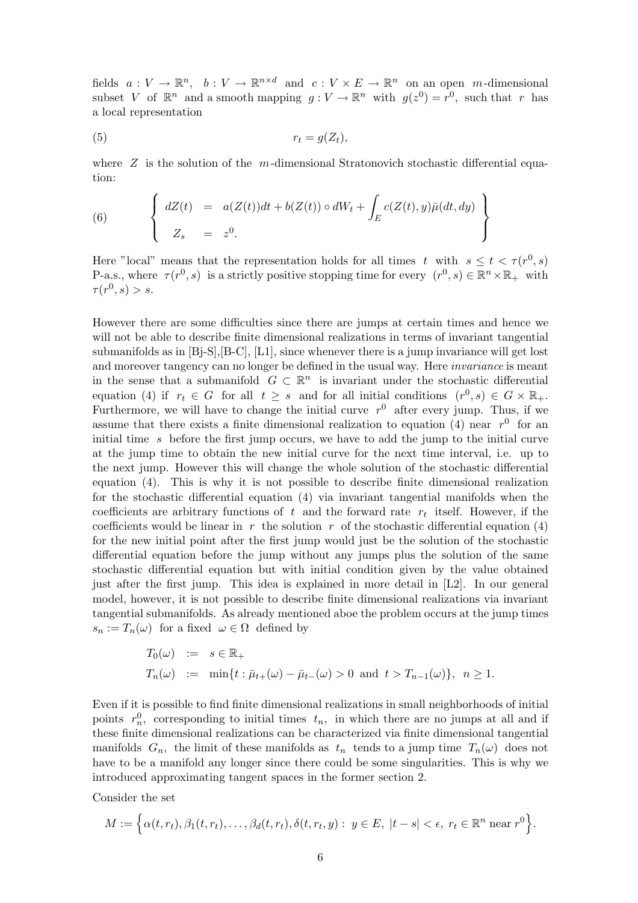fields $a : V \to \mathbb{R}^n$, $b : V \to \mathbb{R}^{n\times d}$ and $c : V \times E \to \mathbb{R}^n$ on an open $m$-dimensional subset $V$ of $\mathbb{R}^n$ and a smooth mapping $g : V \to \mathbb{R}^n$ with $g(z^0) = r^0$, such that $r$ has a local representation

$$r_t = g(Z_t), \tag{5}$$

where $Z$ is the solution of the $m$-dimensional Stratonovich stochastic differential equation:

$$\left\{ \begin{array}{rcl} dZ(t) & = & a(Z(t))dt + b(Z(t)) \circ dW_t + \displaystyle\int_E c(Z(t), y)\bar{\mu}(dt, dy) \\ Z_s & = & z^0. \end{array} \right\} \tag{6}$$

Here "local" means that the representation holds for all times $t$ with $s \leq t < \tau(r^0, s)$ P-a.s., where $\tau(r^0, s)$ is a strictly positive stopping time for every $(r^0, s) \in \mathbb{R}^n \times \mathbb{R}_+$ with $\tau(r^0, s) > s$.

However there are some difficulties since there are jumps at certain times and hence we will not be able to describe finite dimensional realizations in terms of invariant tangential submanifolds as in [Bj-S],[B-C], [L1], since whenever there is a jump invariance will get lost and moreover tangency can no longer be defined in the usual way. Here *invariance* is meant in the sense that a submanifold $G \subset \mathbb{R}^n$ is invariant under the stochastic differential equation (4) if $r_t \in G$ for all $t \geq s$ and for all initial conditions $(r^0, s) \in G \times \mathbb{R}_+$. Furthermore, we will have to change the initial curve $r^0$ after every jump. Thus, if we assume that there exists a finite dimensional realization to equation (4) near $r^0$ for an initial time $s$ before the first jump occurs, we have to add the jump to the initial curve at the jump time to obtain the new initial curve for the next time interval, i.e. up to the next jump. However this will change the whole solution of the stochastic differential equation (4). This is why it is not possible to describe finite dimensional realization for the stochastic differential equation (4) via invariant tangential manifolds when the coefficients are arbitrary functions of $t$ and the forward rate $r_t$ itself. However, if the coefficients would be linear in $r$ the solution $r$ of the stochastic differential equation (4) for the new initial point after the first jump would just be the solution of the stochastic differential equation before the jump without any jumps plus the solution of the same stochastic differential equation but with initial condition given by the value obtained just after the first jump. This idea is explained in more detail in [L2]. In our general model, however, it is not possible to describe finite dimensional realizations via invariant tangential submanifolds. As already mentioned aboe the problem occurs at the jump times $s_n := T_n(\omega)$ for a fixed $\omega \in \Omega$ defined by

$$\begin{array}{rcl} T_0(\omega) & := & s \in \mathbb{R}_+ \\ T_n(\omega) & := & \min\{t : \bar{\mu}_{t+}(\omega) - \bar{\mu}_{t-}(\omega) > 0 \text{ and } t > T_{n-1}(\omega)\}, \ \ n \geq 1. \end{array}$$

Even if it is possible to find finite dimensional realizations in small neighborhoods of initial points $r_n^0$, corresponding to initial times $t_n$, in which there are no jumps at all and if these finite dimensional realizations can be characterized via finite dimensional tangential manifolds $G_n$, the limit of these manifolds as $t_n$ tends to a jump time $T_n(\omega)$ does not have to be a manifold any longer since there could be some singularities. This is why we introduced approximating tangent spaces in the former section 2.

Consider the set

$$M := \Big\{ \alpha(t, r_t), \beta_1(t, r_t), \ldots, \beta_d(t, r_t), \delta(t, r_t, y) : \ y \in E, \ |t - s| < \epsilon, \ r_t \in \mathbb{R}^n \text{ near } r^0 \Big\}.$$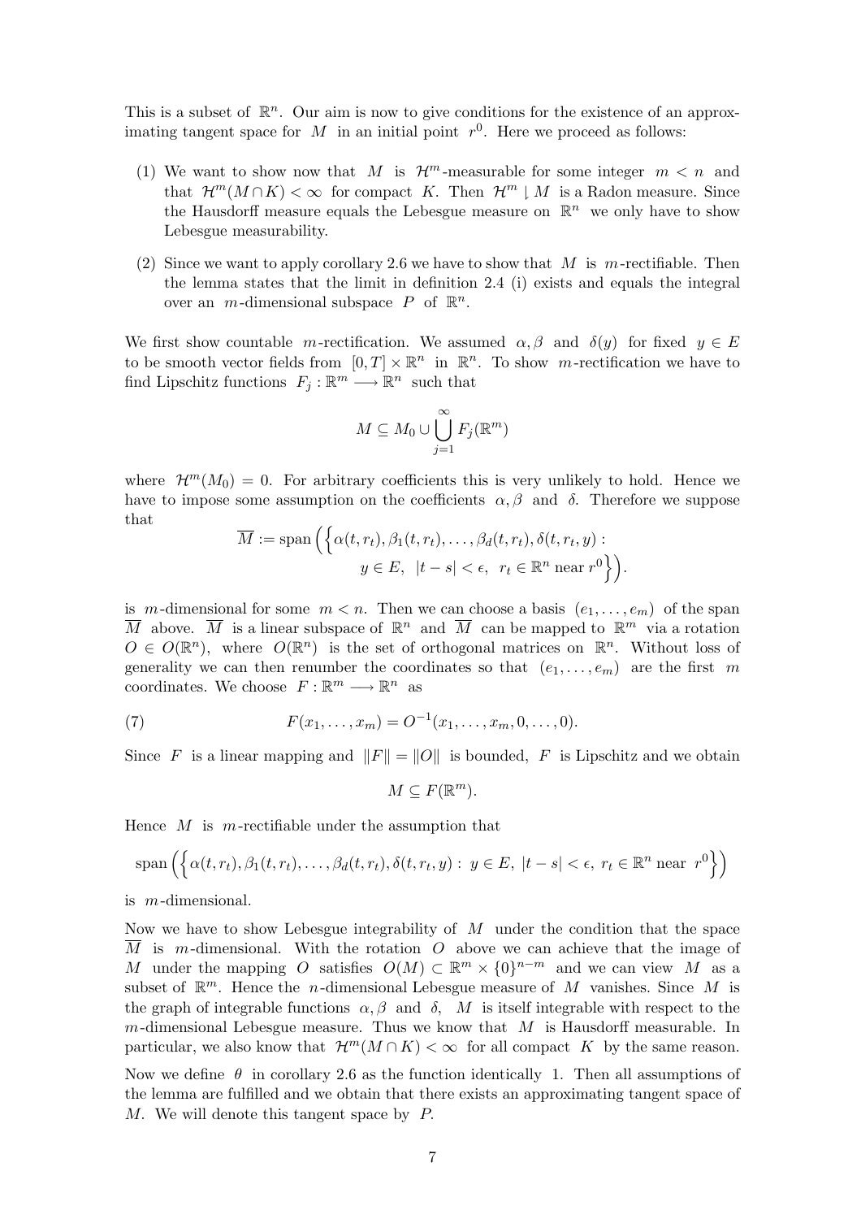This is a subset of $\mathbb{R}^n$. Our aim is now to give conditions for the existence of an approximating tangent space for $M$ in an initial point $r^0$. Here we proceed as follows:

1. We want to show now that $M$ is $\mathcal{H}^m$-measurable for some integer $m < n$ and that $\mathcal{H}^m(M \cap K) < \infty$ for compact $K$. Then $\mathcal{H}^m \lfloor M$ is a Radon measure. Since the Hausdorff measure equals the Lebesgue measure on $\mathbb{R}^n$ we only have to show Lebesgue measurability.
2. Since we want to apply corollary 2.6 we have to show that $M$ is $m$-rectifiable. Then the lemma states that the limit in definition 2.4 (i) exists and equals the integral over an $m$-dimensional subspace $P$ of $\mathbb{R}^n$.

We first show countable $m$-rectification. We assumed $\alpha, \beta$ and $\delta(y)$ for fixed $y \in E$ to be smooth vector fields from $[0,T] \times \mathbb{R}^n$ in $\mathbb{R}^n$. To show $m$-rectification we have to find Lipschitz functions $F_j : \mathbb{R}^m \longrightarrow \mathbb{R}^n$ such that

$$M \subseteq M_0 \cup \bigcup_{j=1}^{\infty} F_j(\mathbb{R}^m)$$

where $\mathcal{H}^m(M_0) = 0$. For arbitrary coefficients this is very unlikely to hold. Hence we have to impose some assumption on the coefficients $\alpha, \beta$ and $\delta$. Therefore we suppose that

$$\overline{M} := \operatorname{span}\Big(\Big\{\alpha(t,r_t), \beta_1(t,r_t), \ldots, \beta_d(t,r_t), \delta(t,r_t,y) : \\ y \in E,\ \ |t-s| < \epsilon,\ \ r_t \in \mathbb{R}^n \text{ near } r^0\Big\}\Big).$$

is $m$-dimensional for some $m < n$. Then we can choose a basis $(e_1, \ldots, e_m)$ of the span $\overline{M}$ above. $\overline{M}$ is a linear subspace of $\mathbb{R}^n$ and $\overline{M}$ can be mapped to $\mathbb{R}^m$ via a rotation $O \in O(\mathbb{R}^n)$, where $O(\mathbb{R}^n)$ is the set of orthogonal matrices on $\mathbb{R}^n$. Without loss of generality we can then renumber the coordinates so that $(e_1, \ldots, e_m)$ are the first $m$ coordinates. We choose $F : \mathbb{R}^m \longrightarrow \mathbb{R}^n$ as

$$F(x_1, \ldots, x_m) = O^{-1}(x_1, \ldots, x_m, 0, \ldots, 0). \tag{7}$$

Since $F$ is a linear mapping and $\|F\| = \|O\|$ is bounded, $F$ is Lipschitz and we obtain

$$M \subseteq F(\mathbb{R}^m).$$

Hence $M$ is $m$-rectifiable under the assumption that

$$\operatorname{span}\Big(\Big\{\alpha(t,r_t), \beta_1(t,r_t), \ldots, \beta_d(t,r_t), \delta(t,r_t,y) :\ y \in E,\ |t-s| < \epsilon,\ r_t \in \mathbb{R}^n \text{ near } r^0\Big\}\Big)$$

is $m$-dimensional.

Now we have to show Lebesgue integrability of $M$ under the condition that the space $\overline{M}$ is $m$-dimensional. With the rotation $O$ above we can achieve that the image of $M$ under the mapping $O$ satisfies $O(M) \subset \mathbb{R}^m \times \{0\}^{n-m}$ and we can view $M$ as a subset of $\mathbb{R}^m$. Hence the $n$-dimensional Lebesgue measure of $M$ vanishes. Since $M$ is the graph of integrable functions $\alpha, \beta$ and $\delta$, $M$ is itself integrable with respect to the $m$-dimensional Lebesgue measure. Thus we know that $M$ is Hausdorff measurable. In particular, we also know that $\mathcal{H}^m(M \cap K) < \infty$ for all compact $K$ by the same reason.

Now we define $\theta$ in corollary 2.6 as the function identically 1. Then all assumptions of the lemma are fulfilled and we obtain that there exists an approximating tangent space of $M$. We will denote this tangent space by $P$.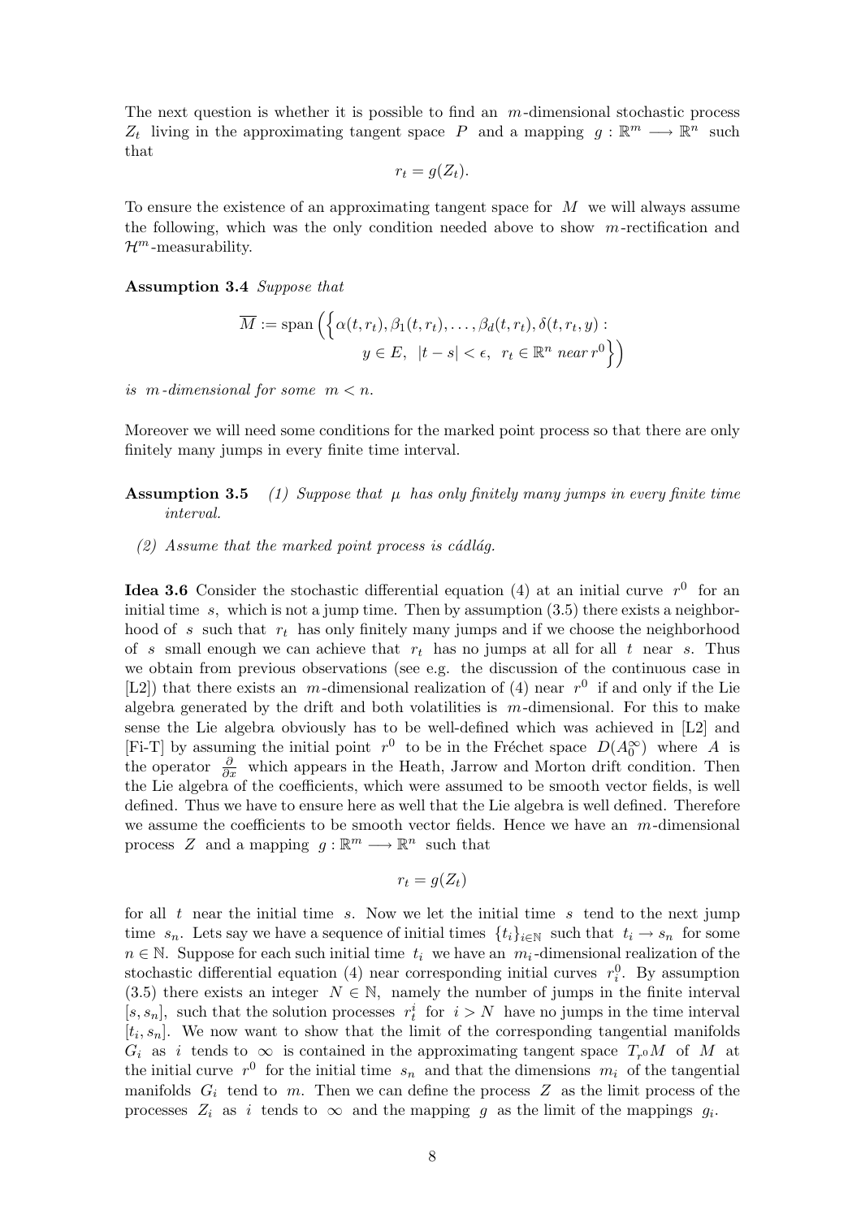The next question is whether it is possible to find an $m$-dimensional stochastic process $Z_t$ living in the approximating tangent space $P$ and a mapping $g : \mathbb{R}^m \longrightarrow \mathbb{R}^n$ such that

$$r_t = g(Z_t).$$

To ensure the existence of an approximating tangent space for $M$ we will always assume the following, which was the only condition needed above to show $m$-rectification and $\mathcal{H}^m$-measurability.

**Assumption 3.4** *Suppose that*

$$\overline{M} := \operatorname{span}\Big(\Big\{\alpha(t, r_t), \beta_1(t, r_t), \ldots, \beta_d(t, r_t), \delta(t, r_t, y) : \\ y \in E, \ |t - s| < \epsilon, \ r_t \in \mathbb{R}^n \text{ near } r^0\Big\}\Big)$$

*is $m$-dimensional for some $m < n$.*

Moreover we will need some conditions for the marked point process so that there are only finitely many jumps in every finite time interval.

**Assumption 3.5** *(1) Suppose that $\mu$ has only finitely many jumps in every finite time interval.*

*(2) Assume that the marked point process is cádlág.*

**Idea 3.6** Consider the stochastic differential equation (4) at an initial curve $r^0$ for an initial time $s$, which is not a jump time. Then by assumption (3.5) there exists a neighborhood of $s$ such that $r_t$ has only finitely many jumps and if we choose the neighborhood of $s$ small enough we can achieve that $r_t$ has no jumps at all for all $t$ near $s$. Thus we obtain from previous observations (see e.g. the discussion of the continuous case in [L2]) that there exists an $m$-dimensional realization of (4) near $r^0$ if and only if the Lie algebra generated by the drift and both volatilities is $m$-dimensional. For this to make sense the Lie algebra obviously has to be well-defined which was achieved in [L2] and [Fi-T] by assuming the initial point $r^0$ to be in the Fréchet space $D(A_0^\infty)$ where $A$ is the operator $\frac{\partial}{\partial x}$ which appears in the Heath, Jarrow and Morton drift condition. Then the Lie algebra of the coefficients, which were assumed to be smooth vector fields, is well defined. Thus we have to ensure here as well that the Lie algebra is well defined. Therefore we assume the coefficients to be smooth vector fields. Hence we have an $m$-dimensional process $Z$ and a mapping $g : \mathbb{R}^m \longrightarrow \mathbb{R}^n$ such that

$$r_t = g(Z_t)$$

for all $t$ near the initial time $s$. Now we let the initial time $s$ tend to the next jump time $s_n$. Lets say we have a sequence of initial times $\{t_i\}_{i\in\mathbb{N}}$ such that $t_i \to s_n$ for some $n \in \mathbb{N}$. Suppose for each such initial time $t_i$ we have an $m_i$-dimensional realization of the stochastic differential equation (4) near corresponding initial curves $r_i^0$. By assumption (3.5) there exists an integer $N \in \mathbb{N}$, namely the number of jumps in the finite interval $[s, s_n]$, such that the solution processes $r_t^i$ for $i > N$ have no jumps in the time interval $[t_i, s_n]$. We now want to show that the limit of the corresponding tangential manifolds $G_i$ as $i$ tends to $\infty$ is contained in the approximating tangent space $T_{r^0}M$ of $M$ at the initial curve $r^0$ for the initial time $s_n$ and that the dimensions $m_i$ of the tangential manifolds $G_i$ tend to $m$. Then we can define the process $Z$ as the limit process of the processes $Z_i$ as $i$ tends to $\infty$ and the mapping $g$ as the limit of the mappings $g_i$.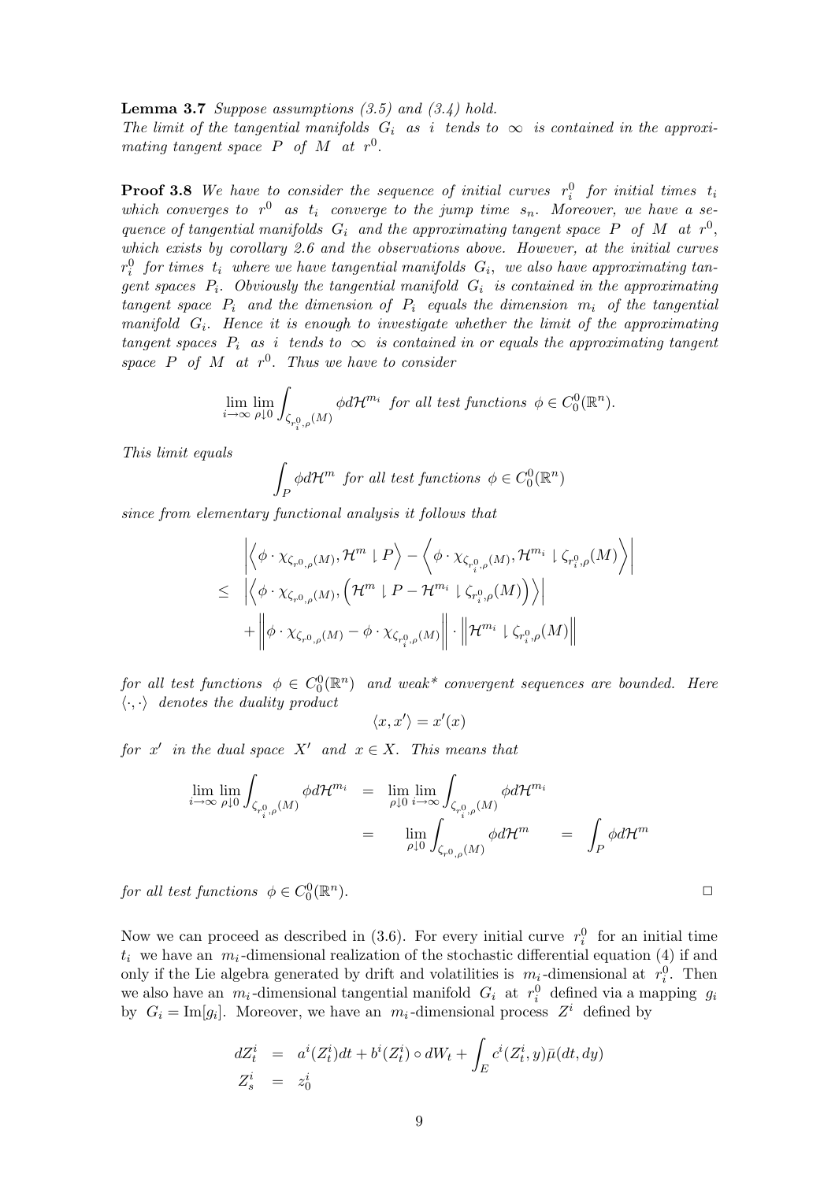**Lemma 3.7** *Suppose assumptions (3.5) and (3.4) hold.*
*The limit of the tangential manifolds $G_i$ as $i$ tends to $\infty$ is contained in the approximating tangent space $P$ of $M$ at $r^0$.*

**Proof 3.8** *We have to consider the sequence of initial curves $r_i^0$ for initial times $t_i$ which converges to $r^0$ as $t_i$ converge to the jump time $s_n$. Moreover, we have a sequence of tangential manifolds $G_i$ and the approximating tangent space $P$ of $M$ at $r^0$, which exists by corollary 2.6 and the observations above. However, at the initial curves $r_i^0$ for times $t_i$ where we have tangential manifolds $G_i$, we also have approximating tangent spaces $P_i$. Obviously the tangential manifold $G_i$ is contained in the approximating tangent space $P_i$ and the dimension of $P_i$ equals the dimension $m_i$ of the tangential manifold $G_i$. Hence it is enough to investigate whether the limit of the approximating tangent spaces $P_i$ as $i$ tends to $\infty$ is contained in or equals the approximating tangent space $P$ of $M$ at $r^0$. Thus we have to consider*

$$\lim_{i\to\infty}\lim_{\rho\downarrow 0}\int_{\zeta_{r_i^0,\rho}(M)}\phi d\mathcal{H}^{m_i} \text{ for all test functions } \phi\in C_0^0(\mathbb{R}^n).$$

*This limit equals*

$$\int_P \phi d\mathcal{H}^m \text{ for all test functions } \phi\in C_0^0(\mathbb{R}^n)$$

*since from elementary functional analysis it follows that*

$$\begin{aligned}
&\left|\left\langle \phi\cdot\chi_{\zeta_{r^0,\rho}(M)}, \mathcal{H}^m\llcorner P\right\rangle - \left\langle \phi\cdot\chi_{\zeta_{r_i^0,\rho}(M)}, \mathcal{H}^{m_i}\llcorner \zeta_{r_i^0,\rho}(M)\right\rangle\right| \\
\leq\ &\left|\left\langle \phi\cdot\chi_{\zeta_{r^0,\rho}(M)}, \left(\mathcal{H}^m\llcorner P - \mathcal{H}^{m_i}\llcorner \zeta_{r_i^0,\rho}(M)\right)\right\rangle\right| \\
&+\left\|\phi\cdot\chi_{\zeta_{r^0,\rho}(M)} - \phi\cdot\chi_{\zeta_{r_i^0,\rho}(M)}\right\|\cdot\left\|\mathcal{H}^{m_i}\llcorner \zeta_{r_i^0,\rho}(M)\right\|
\end{aligned}$$

*for all test functions $\phi\in C_0^0(\mathbb{R}^n)$ and weak\* convergent sequences are bounded. Here $\langle\cdot,\cdot\rangle$ denotes the duality product*

$$\langle x, x'\rangle = x'(x)$$

*for $x'$ in the dual space $X'$ and $x\in X$. This means that*

$$\begin{aligned}
\lim_{i\to\infty}\lim_{\rho\downarrow 0}\int_{\zeta_{r_i^0,\rho}(M)}\phi d\mathcal{H}^{m_i} &= \lim_{\rho\downarrow 0}\lim_{i\to\infty}\int_{\zeta_{r_i^0,\rho}(M)}\phi d\mathcal{H}^{m_i} \\
&= \lim_{\rho\downarrow 0}\int_{\zeta_{r^0,\rho}(M)}\phi d\mathcal{H}^m = \int_P \phi d\mathcal{H}^m
\end{aligned}$$

*for all test functions $\phi\in C_0^0(\mathbb{R}^n)$.* □

Now we can proceed as described in (3.6). For every initial curve $r_i^0$ for an initial time $t_i$ we have an $m_i$-dimensional realization of the stochastic differential equation (4) if and only if the Lie algebra generated by drift and volatilities is $m_i$-dimensional at $r_i^0$. Then we also have an $m_i$-dimensional tangential manifold $G_i$ at $r_i^0$ defined via a mapping $g_i$ by $G_i = \mathrm{Im}[g_i]$. Moreover, we have an $m_i$-dimensional process $Z^i$ defined by

$$\begin{aligned}
dZ_t^i &= a^i(Z_t^i)dt + b^i(Z_t^i)\circ dW_t + \int_E c^i(Z_t^i, y)\bar{\mu}(dt, dy) \\
Z_s^i &= z_0^i
\end{aligned}$$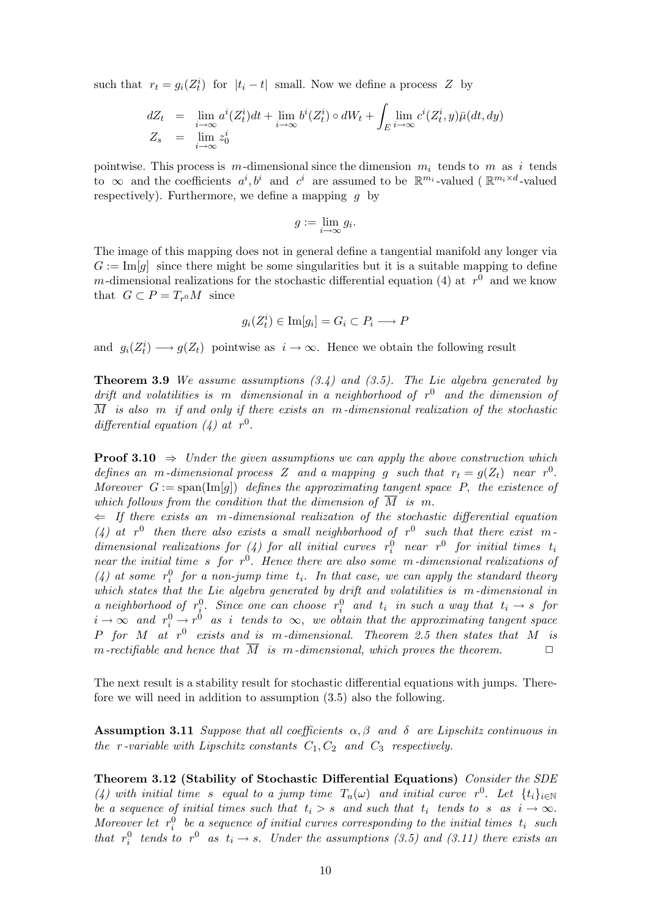such that $r_t = g_i(Z^i_t)$ for $|t_i - t|$ small. Now we define a process $Z$ by

$$
\begin{aligned}
dZ_t &= \lim_{i\to\infty} a^i(Z^i_t)dt + \lim_{i\to\infty} b^i(Z^i_t) \circ dW_t + \int_E \lim_{i\to\infty} c^i(Z^i_t, y)\bar{\mu}(dt, dy) \\
Z_s &= \lim_{i\to\infty} z^i_0
\end{aligned}
$$

pointwise. This process is $m$-dimensional since the dimension $m_i$ tends to $m$ as $i$ tends to $\infty$ and the coefficients $a^i, b^i$ and $c^i$ are assumed to be $\mathbb{R}^{m_i}$-valued ( $\mathbb{R}^{m_i\times d}$-valued respectively). Furthermore, we define a mapping $g$ by

$$
g := \lim_{i\to\infty} g_i.
$$

The image of this mapping does not in general define a tangential manifold any longer via $G := \mathrm{Im}[g]$ since there might be some singularities but it is a suitable mapping to define $m$-dimensional realizations for the stochastic differential equation (4) at $r^0$ and we know that $G \subset P = T_{r^0}M$ since

$$
g_i(Z^i_t) \in \mathrm{Im}[g_i] = G_i \subset P_i \longrightarrow P
$$

and $g_i(Z^i_t) \longrightarrow g(Z_t)$ pointwise as $i \to \infty$. Hence we obtain the following result

**Theorem 3.9** *We assume assumptions (3.4) and (3.5). The Lie algebra generated by drift and volatilities is $m$ dimensional in a neighborhood of $r^0$ and the dimension of $\overline{M}$ is also $m$ if and only if there exists an $m$-dimensional realization of the stochastic differential equation (4) at $r^0$.*

**Proof 3.10** $\Rightarrow$ *Under the given assumptions we can apply the above construction which defines an $m$-dimensional process $Z$ and a mapping $g$ such that $r_t = g(Z_t)$ near $r^0$. Moreover $G := \mathrm{span}(\mathrm{Im}[g])$ defines the approximating tangent space $P$, the existence of which follows from the condition that the dimension of $\overline{M}$ is $m$.*
$\Leftarrow$ *If there exists an $m$-dimensional realization of the stochastic differential equation (4) at $r^0$ then there also exists a small neighborhood of $r^0$ such that there exist $m$-dimensional realizations for (4) for all initial curves $r^0_i$ near $r^0$ for initial times $t_i$ near the initial time $s$ for $r^0$. Hence there are also some $m$-dimensional realizations of (4) at some $r^0_i$ for a non-jump time $t_i$. In that case, we can apply the standard theory which states that the Lie algebra generated by drift and volatilities is $m$-dimensional in a neighborhood of $r^0_i$. Since one can choose $r^0_i$ and $t_i$ in such a way that $t_i \to s$ for $i \to \infty$ and $r^0_i \to r^0$ as $i$ tends to $\infty$, we obtain that the approximating tangent space $P$ for $M$ at $r^0$ exists and is $m$-dimensional. Theorem 2.5 then states that $M$ is $m$-rectifiable and hence that $\overline{M}$ is $m$-dimensional, which proves the theorem.* $\square$

The next result is a stability result for stochastic differential equations with jumps. Therefore we will need in addition to assumption (3.5) also the following.

**Assumption 3.11** *Suppose that all coefficients $\alpha, \beta$ and $\delta$ are Lipschitz continuous in the $r$-variable with Lipschitz constants $C_1, C_2$ and $C_3$ respectively.*

**Theorem 3.12 (Stability of Stochastic Differential Equations)** *Consider the SDE (4) with initial time $s$ equal to a jump time $T_n(\omega)$ and initial curve $r^0$. Let $\{t_i\}_{i\in\mathbb{N}}$ be a sequence of initial times such that $t_i > s$ and such that $t_i$ tends to $s$ as $i \to \infty$. Moreover let $r^0_i$ be a sequence of initial curves corresponding to the initial times $t_i$ such that $r^0_i$ tends to $r^0$ as $t_i \to s$. Under the assumptions (3.5) and (3.11) there exists an*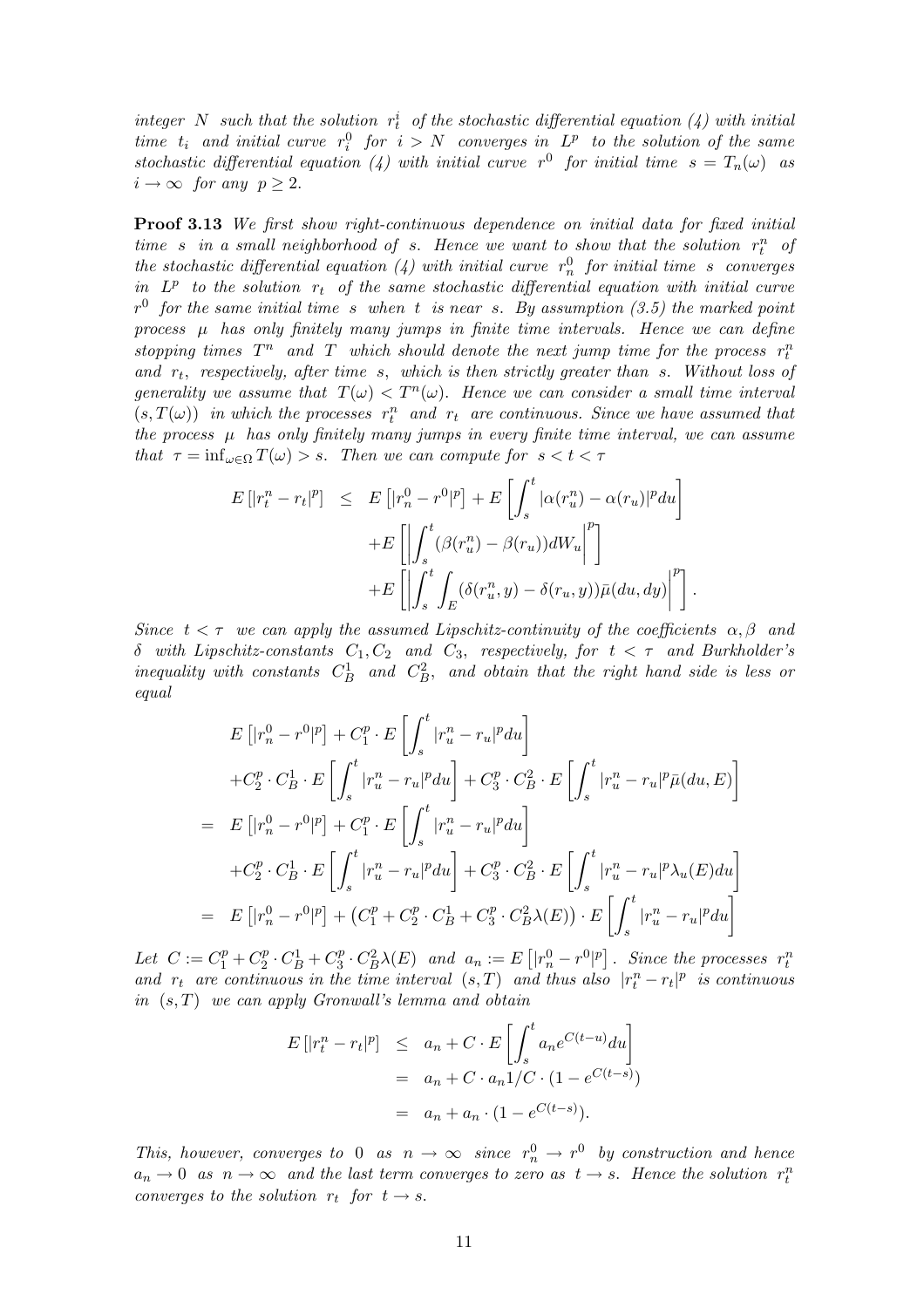*integer $N$ such that the solution $r_t^i$ of the stochastic differential equation (4) with initial time $t_i$ and initial curve $r_i^0$ for $i > N$ converges in $L^p$ to the solution of the same stochastic differential equation (4) with initial curve $r^0$ for initial time $s = T_n(\omega)$ as $i \to \infty$ for any $p \geq 2$.*

**Proof 3.13** *We first show right-continuous dependence on initial data for fixed initial time $s$ in a small neighborhood of $s$. Hence we want to show that the solution $r_t^n$ of the stochastic differential equation (4) with initial curve $r_n^0$ for initial time $s$ converges in $L^p$ to the solution $r_t$ of the same stochastic differential equation with initial curve $r^0$ for the same initial time $s$ when $t$ is near $s$. By assumption (3.5) the marked point process $\mu$ has only finitely many jumps in finite time intervals. Hence we can define stopping times $T^n$ and $T$ which should denote the next jump time for the process $r_t^n$ and $r_t$, respectively, after time $s$, which is then strictly greater than $s$. Without loss of generality we assume that $T(\omega) < T^n(\omega)$. Hence we can consider a small time interval $(s, T(\omega))$ in which the processes $r_t^n$ and $r_t$ are continuous. Since we have assumed that the process $\mu$ has only finitely many jumps in every finite time interval, we can assume that $\tau = \inf_{\omega \in \Omega} T(\omega) > s$. Then we can compute for $s < t < \tau$*

$$
\begin{aligned}
E\left[|r_t^n - r_t|^p\right] &\leq E\left[|r_n^0 - r^0|^p\right] + E\left[\int_s^t |\alpha(r_u^n) - \alpha(r_u)|^p du\right] \\
&\quad + E\left[\left|\int_s^t (\beta(r_u^n) - \beta(r_u)) dW_u\right|^p\right] \\
&\quad + E\left[\left|\int_s^t \int_E (\delta(r_u^n, y) - \delta(r_u, y)) \bar{\mu}(du, dy)\right|^p\right].
\end{aligned}
$$

*Since $t < \tau$ we can apply the assumed Lipschitz-continuity of the coefficients $\alpha, \beta$ and $\delta$ with Lipschitz-constants $C_1, C_2$ and $C_3$, respectively, for $t < \tau$ and Burkholder's inequality with constants $C_B^1$ and $C_B^2$, and obtain that the right hand side is less or equal*

$$
\begin{aligned}
& E\left[|r_n^0 - r^0|^p\right] + C_1^p \cdot E\left[\int_s^t |r_u^n - r_u|^p du\right] \\
& + C_2^p \cdot C_B^1 \cdot E\left[\int_s^t |r_u^n - r_u|^p du\right] + C_3^p \cdot C_B^2 \cdot E\left[\int_s^t |r_u^n - r_u|^p \bar{\mu}(du, E)\right] \\
= \; & E\left[|r_n^0 - r^0|^p\right] + C_1^p \cdot E\left[\int_s^t |r_u^n - r_u|^p du\right] \\
& + C_2^p \cdot C_B^1 \cdot E\left[\int_s^t |r_u^n - r_u|^p du\right] + C_3^p \cdot C_B^2 \cdot E\left[\int_s^t |r_u^n - r_u|^p \lambda_u(E) du\right] \\
= \; & E\left[|r_n^0 - r^0|^p\right] + \left(C_1^p + C_2^p \cdot C_B^1 + C_3^p \cdot C_B^2 \lambda(E)\right) \cdot E\left[\int_s^t |r_u^n - r_u|^p du\right]
\end{aligned}
$$

*Let $C := C_1^p + C_2^p \cdot C_B^1 + C_3^p \cdot C_B^2 \lambda(E)$ and $a_n := E\left[|r_n^0 - r^0|^p\right]$. Since the processes $r_t^n$ and $r_t$ are continuous in the time interval $(s, T)$ and thus also $|r_t^n - r_t|^p$ is continuous in $(s, T)$ we can apply Gronwall's lemma and obtain*

$$
\begin{aligned}
E\left[|r_t^n - r_t|^p\right] &\leq a_n + C \cdot E\left[\int_s^t a_n e^{C(t-u)} du\right] \\
&= a_n + C \cdot a_n 1/C \cdot (1 - e^{C(t-s)}) \\
&= a_n + a_n \cdot (1 - e^{C(t-s)}).
\end{aligned}
$$

*This, however, converges to $0$ as $n \to \infty$ since $r_n^0 \to r^0$ by construction and hence $a_n \to 0$ as $n \to \infty$ and the last term converges to zero as $t \to s$. Hence the solution $r_t^n$ converges to the solution $r_t$ for $t \to s$.*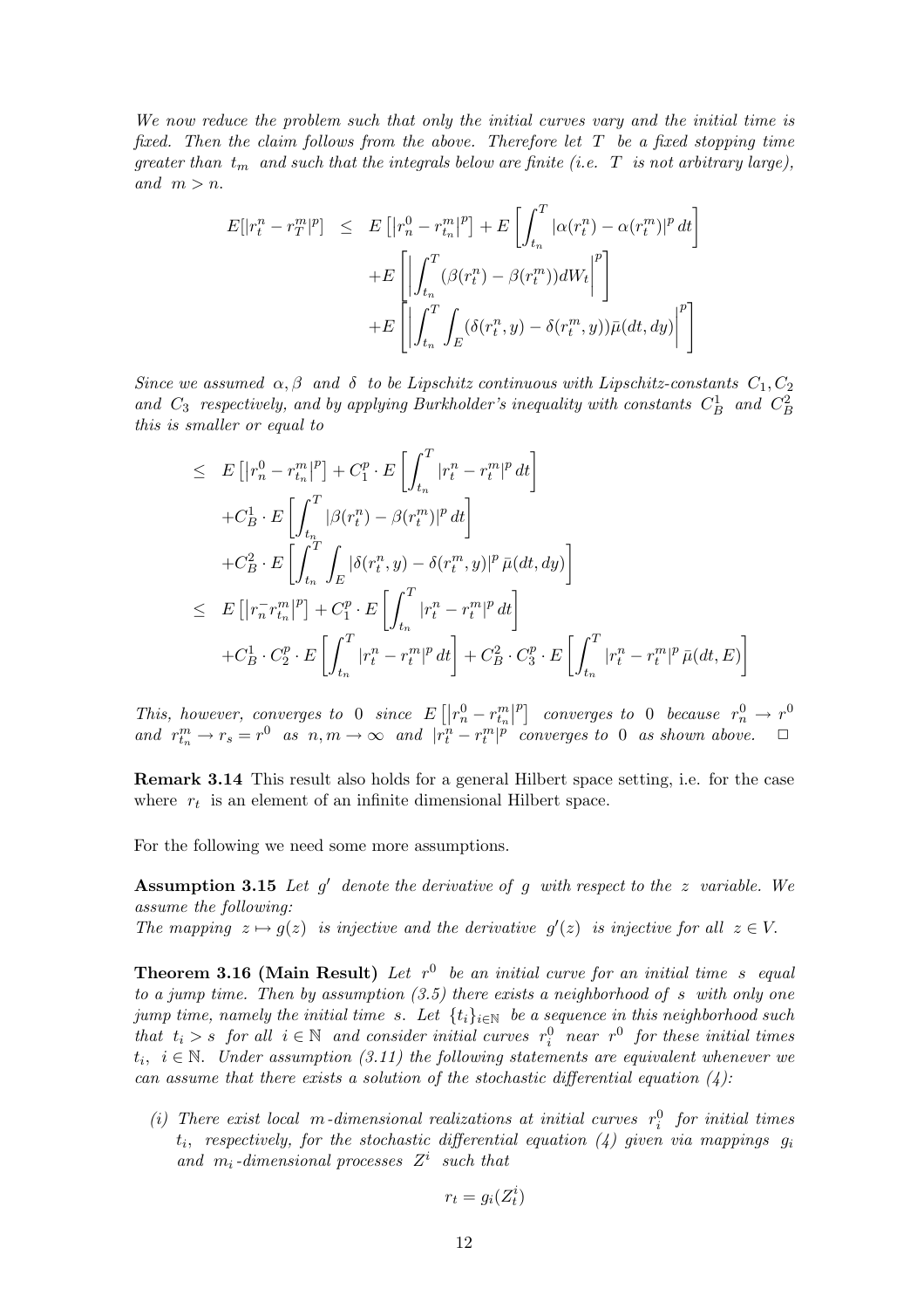*We now reduce the problem such that only the initial curves vary and the initial time is fixed. Then the claim follows from the above. Therefore let $T$ be a fixed stopping time greater than $t_m$ and such that the integrals below are finite (i.e. $T$ is not arbitrary large), and $m > n$.*

$$
\begin{aligned}
E[|r_t^n - r_T^m|^p] \quad \leq \quad & E\left[\left|r_n^0 - r_{t_n}^m\right|^p\right] + E\left[\int_{t_n}^T |\alpha(r_t^n) - \alpha(r_t^m)|^p \, dt\right] \\
& + E\left[\left|\int_{t_n}^T (\beta(r_t^n) - \beta(r_t^m)) dW_t\right|^p\right] \\
& + E\left[\left|\int_{t_n}^T \int_E (\delta(r_t^n, y) - \delta(r_t^m, y)) \bar{\mu}(dt, dy)\right|^p\right]
\end{aligned}
$$

*Since we assumed $\alpha, \beta$ and $\delta$ to be Lipschitz continuous with Lipschitz-constants $C_1, C_2$ and $C_3$ respectively, and by applying Burkholder's inequality with constants $C_B^1$ and $C_B^2$ this is smaller or equal to*

$$
\begin{aligned}
\leq \quad & E\left[\left|r_n^0 - r_{t_n}^m\right|^p\right] + C_1^p \cdot E\left[\int_{t_n}^T |r_t^n - r_t^m|^p \, dt\right] \\
& + C_B^1 \cdot E\left[\int_{t_n}^T |\beta(r_t^n) - \beta(r_t^m)|^p \, dt\right] \\
& + C_B^2 \cdot E\left[\int_{t_n}^T \int_E |\delta(r_t^n, y) - \delta(r_t^m, y)|^p \, \bar{\mu}(dt, dy)\right] \\
\leq \quad & E\left[\left|r_n^- r_{t_n}^m\right|^p\right] + C_1^p \cdot E\left[\int_{t_n}^T |r_t^n - r_t^m|^p \, dt\right] \\
& + C_B^1 \cdot C_2^p \cdot E\left[\int_{t_n}^T |r_t^n - r_t^m|^p \, dt\right] + C_B^2 \cdot C_3^p \cdot E\left[\int_{t_n}^T |r_t^n - r_t^m|^p \, \bar{\mu}(dt, E)\right]
\end{aligned}
$$

*This, however, converges to $0$ since $E\left[\left|r_n^0 - r_{t_n}^m\right|^p\right]$ converges to $0$ because $r_n^0 \to r^0$ and $r_{t_n}^m \to r_s = r^0$ as $n, m \to \infty$ and $|r_t^n - r_t^m|^p$ converges to $0$ as shown above.* $\square$

**Remark 3.14** This result also holds for a general Hilbert space setting, i.e. for the case where $r_t$ is an element of an infinite dimensional Hilbert space.

For the following we need some more assumptions.

**Assumption 3.15** *Let $g'$ denote the derivative of $g$ with respect to the $z$ variable. We assume the following:*
*The mapping $z \mapsto g(z)$ is injective and the derivative $g'(z)$ is injective for all $z \in V$.*

**Theorem 3.16 (Main Result)** *Let $r^0$ be an initial curve for an initial time $s$ equal to a jump time. Then by assumption (3.5) there exists a neighborhood of $s$ with only one jump time, namely the initial time $s$. Let $\{t_i\}_{i \in \mathbb{N}}$ be a sequence in this neighborhood such that $t_i > s$ for all $i \in \mathbb{N}$ and consider initial curves $r_i^0$ near $r^0$ for these initial times $t_i$, $i \in \mathbb{N}$. Under assumption (3.11) the following statements are equivalent whenever we can assume that there exists a solution of the stochastic differential equation (4):*

*(i) There exist local $m$-dimensional realizations at initial curves $r_i^0$ for initial times $t_i$, respectively, for the stochastic differential equation (4) given via mappings $g_i$ and $m_i$-dimensional processes $Z^i$ such that*

$$r_t = g_i(Z_t^i)$$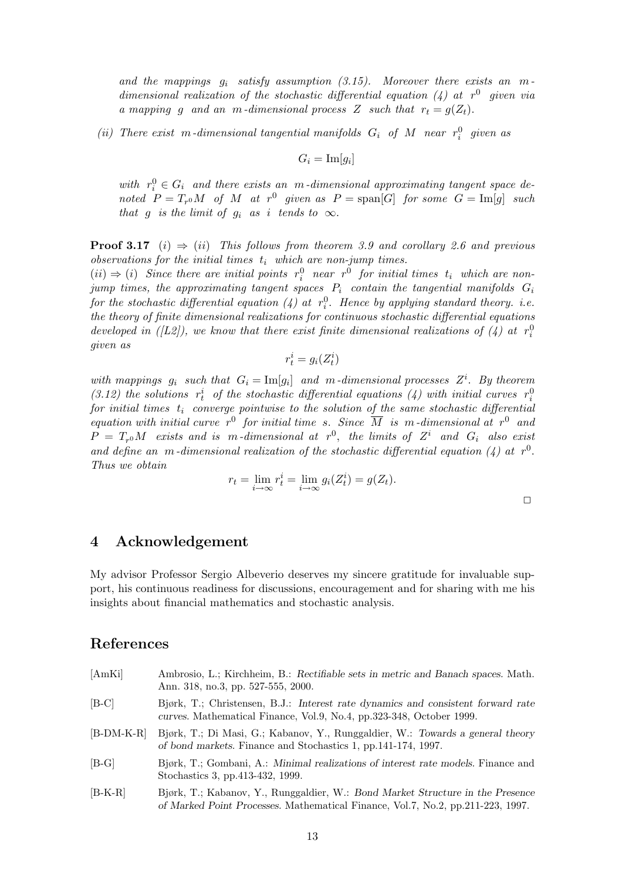*and the mappings $g_i$ satisfy assumption (3.15). Moreover there exists an $m$-dimensional realization of the stochastic differential equation (4) at $r^0$ given via a mapping $g$ and an $m$-dimensional process $Z$ such that $r_t = g(Z_t)$.*

*(ii) There exist $m$-dimensional tangential manifolds $G_i$ of $M$ near $r_i^0$ given as*

$$G_i = \mathrm{Im}[g_i]$$

*with $r_i^0 \in G_i$ and there exists an $m$-dimensional approximating tangent space denoted $P = T_{r^0}M$ of $M$ at $r^0$ given as $P = \mathrm{span}[G]$ for some $G = \mathrm{Im}[g]$ such that $g$ is the limit of $g_i$ as $i$ tends to $\infty$.*

**Proof 3.17** *(i) $\Rightarrow$ (ii) This follows from theorem 3.9 and corollary 2.6 and previous observations for the initial times $t_i$ which are non-jump times.*
*(ii) $\Rightarrow$ (i) Since there are initial points $r_i^0$ near $r^0$ for initial times $t_i$ which are non-jump times, the approximating tangent spaces $P_i$ contain the tangential manifolds $G_i$ for the stochastic differential equation (4) at $r_i^0$. Hence by applying standard theory. i.e. the theory of finite dimensional realizations for continuous stochastic differential equations developed in ([L2]), we know that there exist finite dimensional realizations of (4) at $r_i^0$ given as*

$$r_t^i = g_i(Z_t^i)$$

*with mappings $g_i$ such that $G_i = \mathrm{Im}[g_i]$ and $m$-dimensional processes $Z^i$. By theorem (3.12) the solutions $r_t^i$ of the stochastic differential equations (4) with initial curves $r_i^0$ for initial times $t_i$ converge pointwise to the solution of the same stochastic differential equation with initial curve $r^0$ for initial time $s$. Since $\overline{M}$ is $m$-dimensional at $r^0$ and $P = T_{r^0}M$ exists and is $m$-dimensional at $r^0$, the limits of $Z^i$ and $G_i$ also exist and define an $m$-dimensional realization of the stochastic differential equation (4) at $r^0$. Thus we obtain*

$$r_t = \lim_{i\to\infty} r_t^i = \lim_{i\to\infty} g_i(Z_t^i) = g(Z_t).$$

□

## 4 Acknowledgement

My advisor Professor Sergio Albeverio deserves my sincere gratitude for invaluable support, his continuous readiness for discussions, encouragement and for sharing with me his insights about financial mathematics and stochastic analysis.

## References

[AmKi] Ambrosio, L.; Kirchheim, B.: *Rectifiable sets in metric and Banach spaces.* Math. Ann. 318, no.3, pp. 527-555, 2000.

[B-C] Bjørk, T.; Christensen, B.J.: *Interest rate dynamics and consistent forward rate curves.* Mathematical Finance, Vol.9, No.4, pp.323-348, October 1999.

[B-DM-K-R] Bjørk, T.; Di Masi, G.; Kabanov, Y., Runggaldier, W.: *Towards a general theory of bond markets.* Finance and Stochastics 1, pp.141-174, 1997.

[B-G] Bjørk, T.; Gombani, A.: *Minimal realizations of interest rate models.* Finance and Stochastics 3, pp.413-432, 1999.

[B-K-R] Bjørk, T.; Kabanov, Y., Runggaldier, W.: *Bond Market Structure in the Presence of Marked Point Processes.* Mathematical Finance, Vol.7, No.2, pp.211-223, 1997.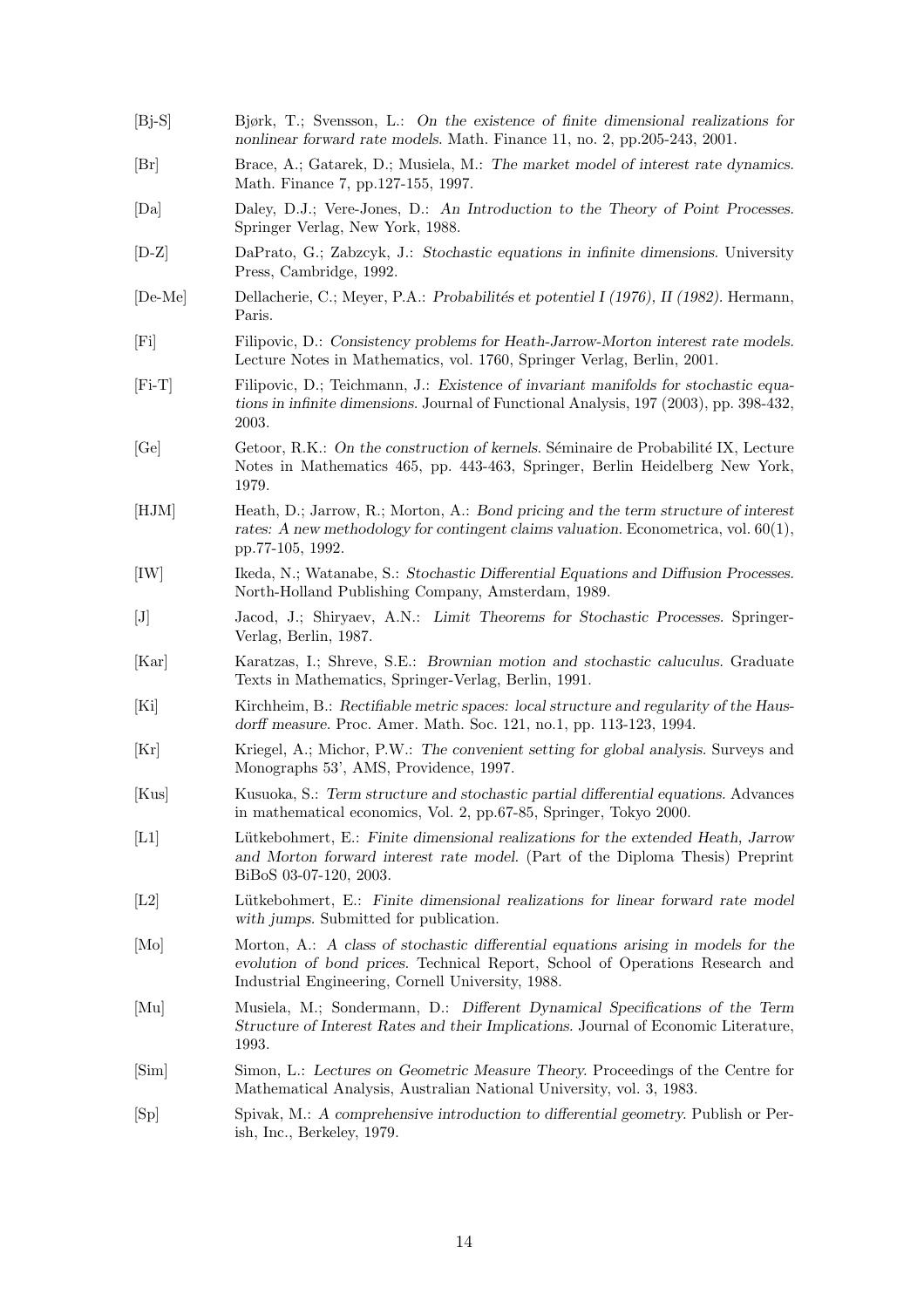[Bj-S] Bjørk, T.; Svensson, L.: *On the existence of finite dimensional realizations for nonlinear forward rate models.* Math. Finance 11, no. 2, pp.205-243, 2001.

[Br] Brace, A.; Gatarek, D.; Musiela, M.: *The market model of interest rate dynamics.* Math. Finance 7, pp.127-155, 1997.

[Da] Daley, D.J.; Vere-Jones, D.: *An Introduction to the Theory of Point Processes.* Springer Verlag, New York, 1988.

[D-Z] DaPrato, G.; Zabzcyk, J.: *Stochastic equations in infinite dimensions.* University Press, Cambridge, 1992.

[De-Me] Dellacherie, C.; Meyer, P.A.: *Probabilités et potentiel I (1976), II (1982).* Hermann, Paris.

[Fi] Filipovic, D.: *Consistency problems for Heath-Jarrow-Morton interest rate models.* Lecture Notes in Mathematics, vol. 1760, Springer Verlag, Berlin, 2001.

[Fi-T] Filipovic, D.; Teichmann, J.: *Existence of invariant manifolds for stochastic equations in infinite dimensions.* Journal of Functional Analysis, 197 (2003), pp. 398-432, 2003.

[Ge] Getoor, R.K.: *On the construction of kernels.* Séminaire de Probabilité IX, Lecture Notes in Mathematics 465, pp. 443-463, Springer, Berlin Heidelberg New York, 1979.

[HJM] Heath, D.; Jarrow, R.; Morton, A.: *Bond pricing and the term structure of interest rates: A new methodology for contingent claims valuation.* Econometrica, vol. 60(1), pp.77-105, 1992.

[IW] Ikeda, N.; Watanabe, S.: *Stochastic Differential Equations and Diffusion Processes.* North-Holland Publishing Company, Amsterdam, 1989.

[J] Jacod, J.; Shiryaev, A.N.: *Limit Theorems for Stochastic Processes.* Springer-Verlag, Berlin, 1987.

[Kar] Karatzas, I.; Shreve, S.E.: *Brownian motion and stochastic caluculus.* Graduate Texts in Mathematics, Springer-Verlag, Berlin, 1991.

[Ki] Kirchheim, B.: *Rectifiable metric spaces: local structure and regularity of the Hausdorff measure.* Proc. Amer. Math. Soc. 121, no.1, pp. 113-123, 1994.

[Kr] Kriegel, A.; Michor, P.W.: *The convenient setting for global analysis.* Surveys and Monographs 53', AMS, Providence, 1997.

[Kus] Kusuoka, S.: *Term structure and stochastic partial differential equations.* Advances in mathematical economics, Vol. 2, pp.67-85, Springer, Tokyo 2000.

[L1] Lütkebohmert, E.: *Finite dimensional realizations for the extended Heath, Jarrow and Morton forward interest rate model.* (Part of the Diploma Thesis) Preprint BiBoS 03-07-120, 2003.

[L2] Lütkebohmert, E.: *Finite dimensional realizations for linear forward rate model with jumps.* Submitted for publication.

[Mo] Morton, A.: *A class of stochastic differential equations arising in models for the evolution of bond prices.* Technical Report, School of Operations Research and Industrial Engineering, Cornell University, 1988.

[Mu] Musiela, M.; Sondermann, D.: *Different Dynamical Specifications of the Term Structure of Interest Rates and their Implications.* Journal of Economic Literature, 1993.

[Sim] Simon, L.: *Lectures on Geometric Measure Theory.* Proceedings of the Centre for Mathematical Analysis, Australian National University, vol. 3, 1983.

[Sp] Spivak, M.: *A comprehensive introduction to differential geometry.* Publish or Perish, Inc., Berkeley, 1979.